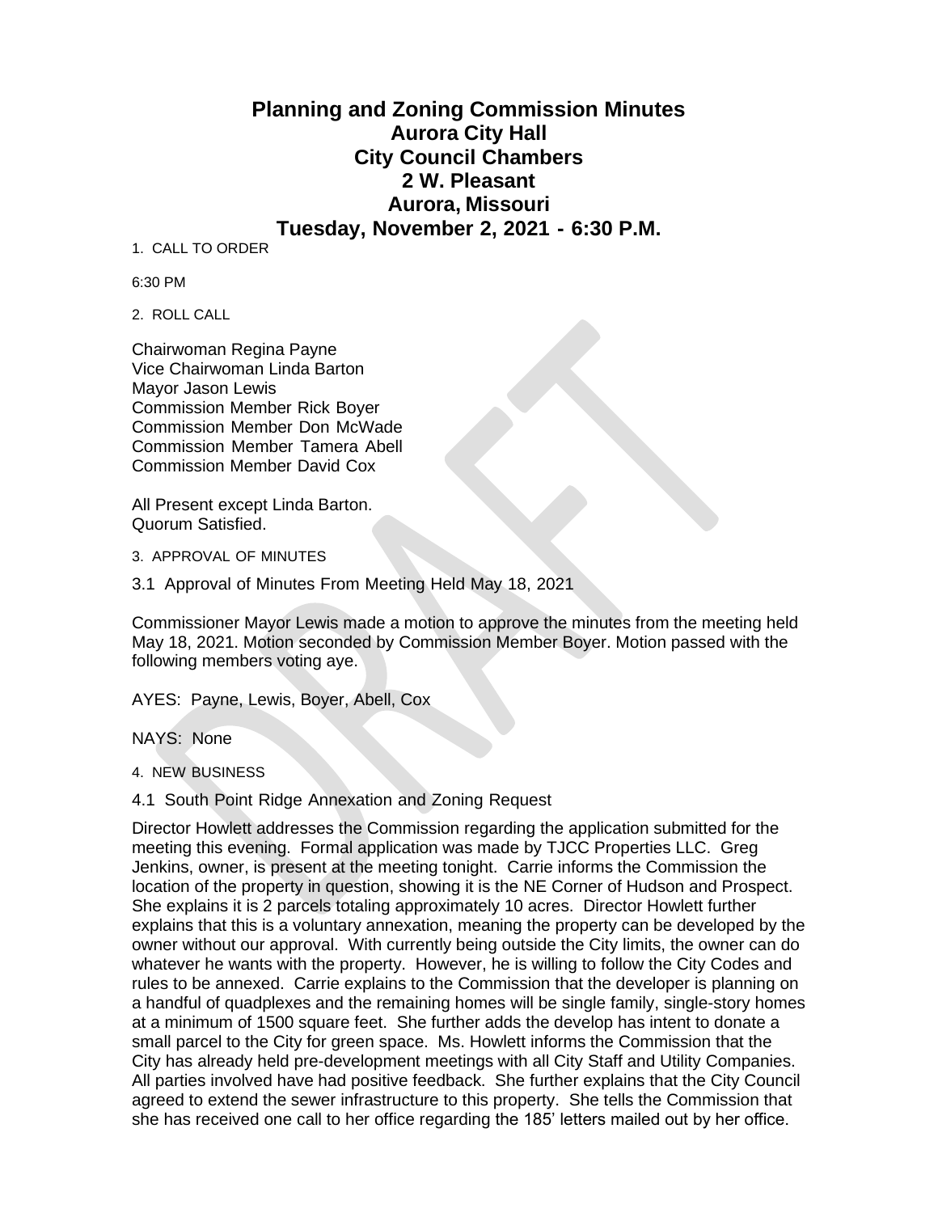# Planning and Zoning Commission Minutes
# Aurora City Hall
# City Council Chambers
# 2 W. Pleasant
# Aurora, Missouri
# Tuesday, November 2, 2021 - 6:30 P.M.

1. CALL TO ORDER

6:30 PM

2. ROLL CALL

Chairwoman Regina Payne
Vice Chairwoman Linda Barton
Mayor Jason Lewis
Commission Member Rick Boyer
Commission Member Don McWade
Commission Member Tamera Abell
Commission Member David Cox

All Present except Linda Barton.
Quorum Satisfied.

3. APPROVAL OF MINUTES

3.1 Approval of Minutes From Meeting Held May 18, 2021

Commissioner Mayor Lewis made a motion to approve the minutes from the meeting held May 18, 2021. Motion seconded by Commission Member Boyer. Motion passed with the following members voting aye.

AYES: Payne, Lewis, Boyer, Abell, Cox

NAYS: None

4. NEW BUSINESS

4.1 South Point Ridge Annexation and Zoning Request

Director Howlett addresses the Commission regarding the application submitted for the meeting this evening. Formal application was made by TJCC Properties LLC. Greg Jenkins, owner, is present at the meeting tonight. Carrie informs the Commission the location of the property in question, showing it is the NE Corner of Hudson and Prospect. She explains it is 2 parcels totaling approximately 10 acres. Director Howlett further explains that this is a voluntary annexation, meaning the property can be developed by the owner without our approval. With currently being outside the City limits, the owner can do whatever he wants with the property. However, he is willing to follow the City Codes and rules to be annexed. Carrie explains to the Commission that the developer is planning on a handful of quadplexes and the remaining homes will be single family, single-story homes at a minimum of 1500 square feet. She further adds the develop has intent to donate a small parcel to the City for green space. Ms. Howlett informs the Commission that the City has already held pre-development meetings with all City Staff and Utility Companies. All parties involved have had positive feedback. She further explains that the City Council agreed to extend the sewer infrastructure to this property. She tells the Commission that she has received one call to her office regarding the 185' letters mailed out by her office.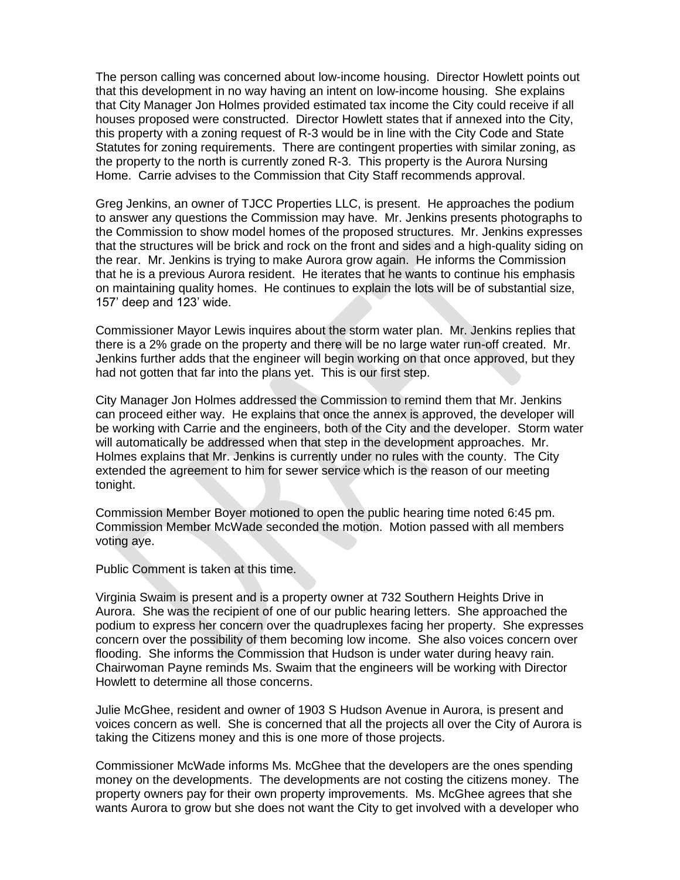The person calling was concerned about low-income housing. Director Howlett points out that this development in no way having an intent on low-income housing. She explains that City Manager Jon Holmes provided estimated tax income the City could receive if all houses proposed were constructed. Director Howlett states that if annexed into the City, this property with a zoning request of R-3 would be in line with the City Code and State Statutes for zoning requirements. There are contingent properties with similar zoning, as the property to the north is currently zoned R-3. This property is the Aurora Nursing Home. Carrie advises to the Commission that City Staff recommends approval.

Greg Jenkins, an owner of TJCC Properties LLC, is present. He approaches the podium to answer any questions the Commission may have. Mr. Jenkins presents photographs to the Commission to show model homes of the proposed structures. Mr. Jenkins expresses that the structures will be brick and rock on the front and sides and a high-quality siding on the rear. Mr. Jenkins is trying to make Aurora grow again. He informs the Commission that he is a previous Aurora resident. He iterates that he wants to continue his emphasis on maintaining quality homes. He continues to explain the lots will be of substantial size, 157' deep and 123' wide.

Commissioner Mayor Lewis inquires about the storm water plan. Mr. Jenkins replies that there is a 2% grade on the property and there will be no large water run-off created. Mr. Jenkins further adds that the engineer will begin working on that once approved, but they had not gotten that far into the plans yet. This is our first step.

City Manager Jon Holmes addressed the Commission to remind them that Mr. Jenkins can proceed either way. He explains that once the annex is approved, the developer will be working with Carrie and the engineers, both of the City and the developer. Storm water will automatically be addressed when that step in the development approaches. Mr. Holmes explains that Mr. Jenkins is currently under no rules with the county. The City extended the agreement to him for sewer service which is the reason of our meeting tonight.

Commission Member Boyer motioned to open the public hearing time noted 6:45 pm. Commission Member McWade seconded the motion. Motion passed with all members voting aye.

Public Comment is taken at this time.

Virginia Swaim is present and is a property owner at 732 Southern Heights Drive in Aurora. She was the recipient of one of our public hearing letters. She approached the podium to express her concern over the quadruplexes facing her property. She expresses concern over the possibility of them becoming low income. She also voices concern over flooding. She informs the Commission that Hudson is under water during heavy rain. Chairwoman Payne reminds Ms. Swaim that the engineers will be working with Director Howlett to determine all those concerns.

Julie McGhee, resident and owner of 1903 S Hudson Avenue in Aurora, is present and voices concern as well. She is concerned that all the projects all over the City of Aurora is taking the Citizens money and this is one more of those projects.

Commissioner McWade informs Ms. McGhee that the developers are the ones spending money on the developments. The developments are not costing the citizens money. The property owners pay for their own property improvements. Ms. McGhee agrees that she wants Aurora to grow but she does not want the City to get involved with a developer who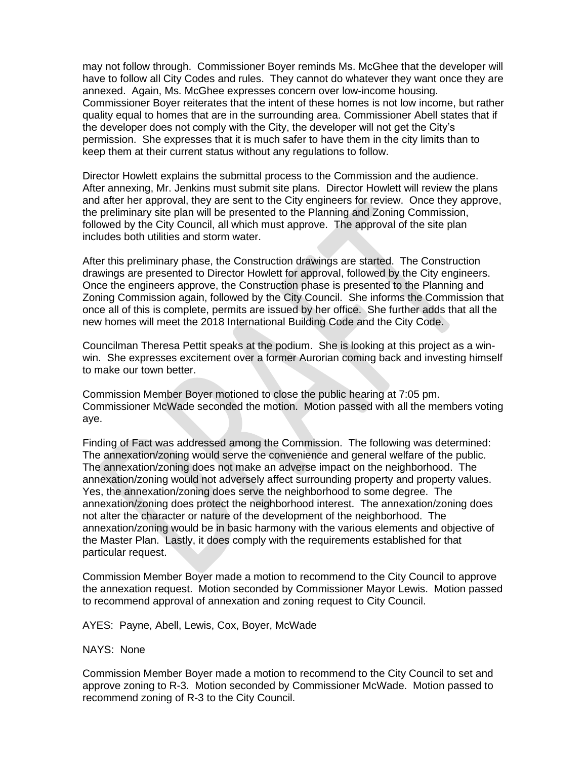may not follow through. Commissioner Boyer reminds Ms. McGhee that the developer will have to follow all City Codes and rules. They cannot do whatever they want once they are annexed. Again, Ms. McGhee expresses concern over low-income housing. Commissioner Boyer reiterates that the intent of these homes is not low income, but rather quality equal to homes that are in the surrounding area. Commissioner Abell states that if the developer does not comply with the City, the developer will not get the City's permission. She expresses that it is much safer to have them in the city limits than to keep them at their current status without any regulations to follow.

Director Howlett explains the submittal process to the Commission and the audience. After annexing, Mr. Jenkins must submit site plans. Director Howlett will review the plans and after her approval, they are sent to the City engineers for review. Once they approve, the preliminary site plan will be presented to the Planning and Zoning Commission, followed by the City Council, all which must approve. The approval of the site plan includes both utilities and storm water.

After this preliminary phase, the Construction drawings are started. The Construction drawings are presented to Director Howlett for approval, followed by the City engineers. Once the engineers approve, the Construction phase is presented to the Planning and Zoning Commission again, followed by the City Council. She informs the Commission that once all of this is complete, permits are issued by her office. She further adds that all the new homes will meet the 2018 International Building Code and the City Code.

Councilman Theresa Pettit speaks at the podium. She is looking at this project as a win-win. She expresses excitement over a former Aurorian coming back and investing himself to make our town better.

Commission Member Boyer motioned to close the public hearing at 7:05 pm. Commissioner McWade seconded the motion. Motion passed with all the members voting aye.

Finding of Fact was addressed among the Commission. The following was determined: The annexation/zoning would serve the convenience and general welfare of the public. The annexation/zoning does not make an adverse impact on the neighborhood. The annexation/zoning would not adversely affect surrounding property and property values. Yes, the annexation/zoning does serve the neighborhood to some degree. The annexation/zoning does protect the neighborhood interest. The annexation/zoning does not alter the character or nature of the development of the neighborhood. The annexation/zoning would be in basic harmony with the various elements and objective of the Master Plan. Lastly, it does comply with the requirements established for that particular request.

Commission Member Boyer made a motion to recommend to the City Council to approve the annexation request. Motion seconded by Commissioner Mayor Lewis. Motion passed to recommend approval of annexation and zoning request to City Council.

AYES: Payne, Abell, Lewis, Cox, Boyer, McWade

NAYS: None

Commission Member Boyer made a motion to recommend to the City Council to set and approve zoning to R-3. Motion seconded by Commissioner McWade. Motion passed to recommend zoning of R-3 to the City Council.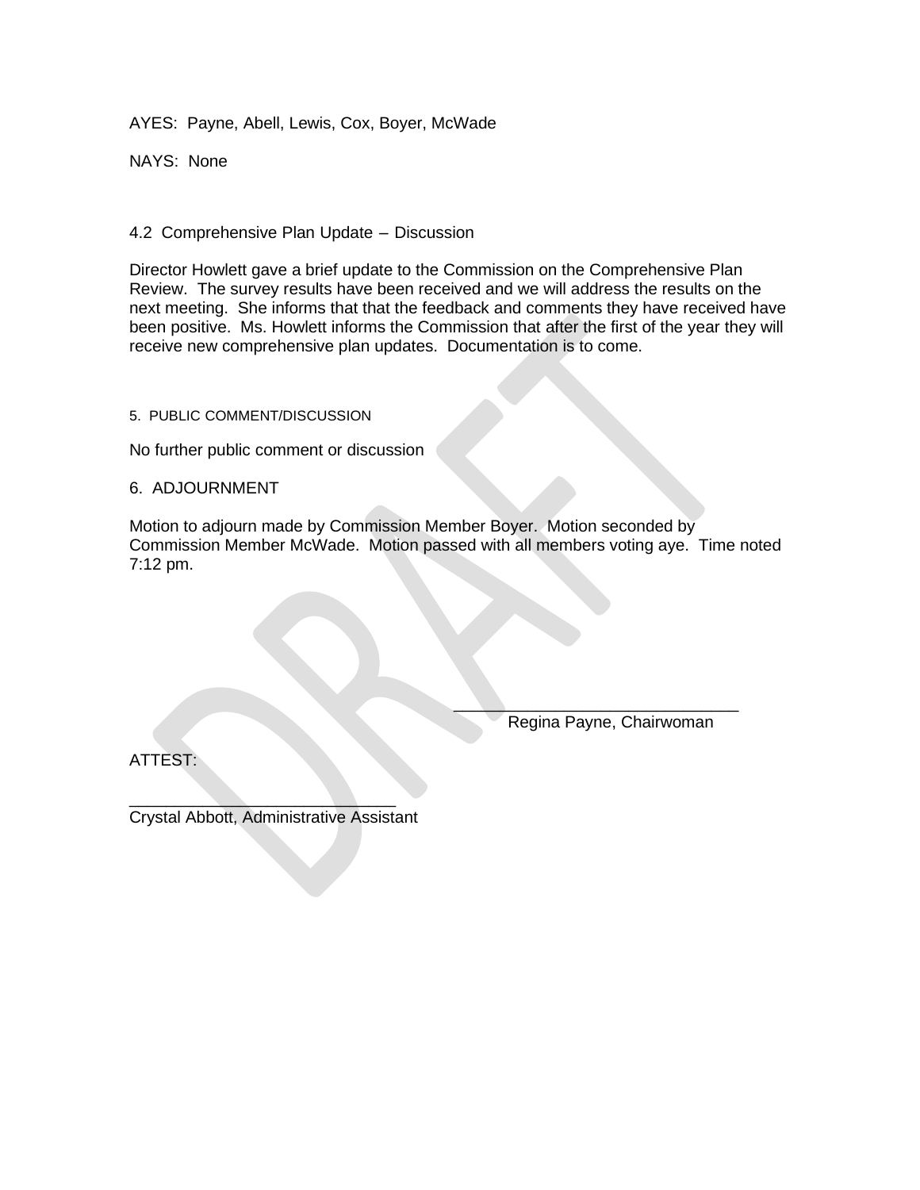AYES: Payne, Abell, Lewis, Cox, Boyer, McWade

NAYS: None

4.2 Comprehensive Plan Update – Discussion

Director Howlett gave a brief update to the Commission on the Comprehensive Plan Review. The survey results have been received and we will address the results on the next meeting. She informs that that the feedback and comments they have received have been positive. Ms. Howlett informs the Commission that after the first of the year they will receive new comprehensive plan updates. Documentation is to come.

5. PUBLIC COMMENT/DISCUSSION

No further public comment or discussion

6. ADJOURNMENT

Motion to adjourn made by Commission Member Boyer. Motion seconded by Commission Member McWade. Motion passed with all members voting aye. Time noted 7:12 pm.

\_\_\_\_\_\_\_\_\_\_\_\_\_\_\_\_\_\_\_\_\_\_\_\_\_\_\_\_\_\_\_\_

Regina Payne, Chairwoman

ATTEST:

\_\_\_\_\_\_\_\_\_\_\_\_\_\_\_\_\_\_\_\_\_\_\_\_\_\_\_\_\_\_

Crystal Abbott, Administrative Assistant

DRAFT